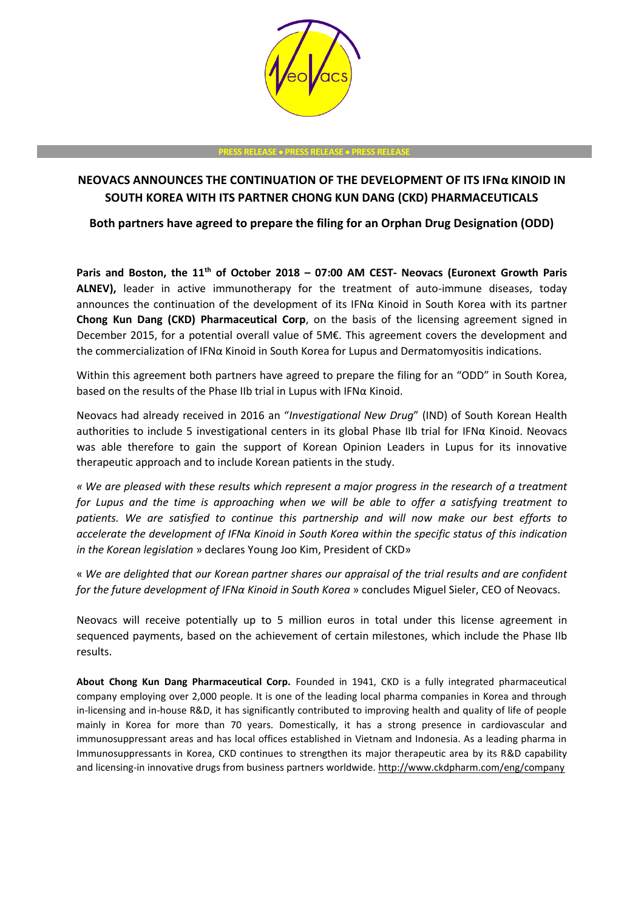PRESS RELEASE • PRESS RELEASE • PRESS RELEASE

# NEOVACS ANNOUNCES THE CONTINUATION OF THE DEVELOPMENT OF ITS IFNα KINOID IN SOUTH KOREA WITH ITS PARTNER CHONG KUN DANG (CKD) PHARMACEUTICALS

## Both partners have agreed to prepare the filing for an Orphan Drug Designation (ODD)

**Paris and Boston, the 11th of October 2018 – 07:00 AM CEST- Neovacs (Euronext Growth Paris ALNEV),** leader in active immunotherapy for the treatment of auto-immune diseases, today announces the continuation of the development of its IFNα Kinoid in South Korea with its partner **Chong Kun Dang (CKD) Pharmaceutical Corp**, on the basis of the licensing agreement signed in December 2015, for a potential overall value of 5M€. This agreement covers the development and the commercialization of IFNα Kinoid in South Korea for Lupus and Dermatomyositis indications.

Within this agreement both partners have agreed to prepare the filing for an "ODD" in South Korea, based on the results of the Phase IIb trial in Lupus with IFNα Kinoid.

Neovacs had already received in 2016 an "*Investigational New Drug*" (IND) of South Korean Health authorities to include 5 investigational centers in its global Phase IIb trial for IFNα Kinoid. Neovacs was able therefore to gain the support of Korean Opinion Leaders in Lupus for its innovative therapeutic approach and to include Korean patients in the study.

*« We are pleased with these results which represent a major progress in the research of a treatment for Lupus and the time is approaching when we will be able to offer a satisfying treatment to patients. We are satisfied to continue this partnership and will now make our best efforts to accelerate the development of IFNα Kinoid in South Korea within the specific status of this indication in the Korean legislation* » declares Young Joo Kim, President of CKD»

« *We are delighted that our Korean partner shares our appraisal of the trial results and are confident for the future development of IFNα Kinoid in South Korea* » concludes Miguel Sieler, CEO of Neovacs.

Neovacs will receive potentially up to 5 million euros in total under this license agreement in sequenced payments, based on the achievement of certain milestones, which include the Phase IIb results.

**About Chong Kun Dang Pharmaceutical Corp.** Founded in 1941, CKD is a fully integrated pharmaceutical company employing over 2,000 people. It is one of the leading local pharma companies in Korea and through in-licensing and in-house R&D, it has significantly contributed to improving health and quality of life of people mainly in Korea for more than 70 years. Domestically, it has a strong presence in cardiovascular and immunosuppressant areas and has local offices established in Vietnam and Indonesia. As a leading pharma in Immunosuppressants in Korea, CKD continues to strengthen its major therapeutic area by its R&D capability and licensing-in innovative drugs from business partners worldwide. http://www.ckdpharm.com/eng/company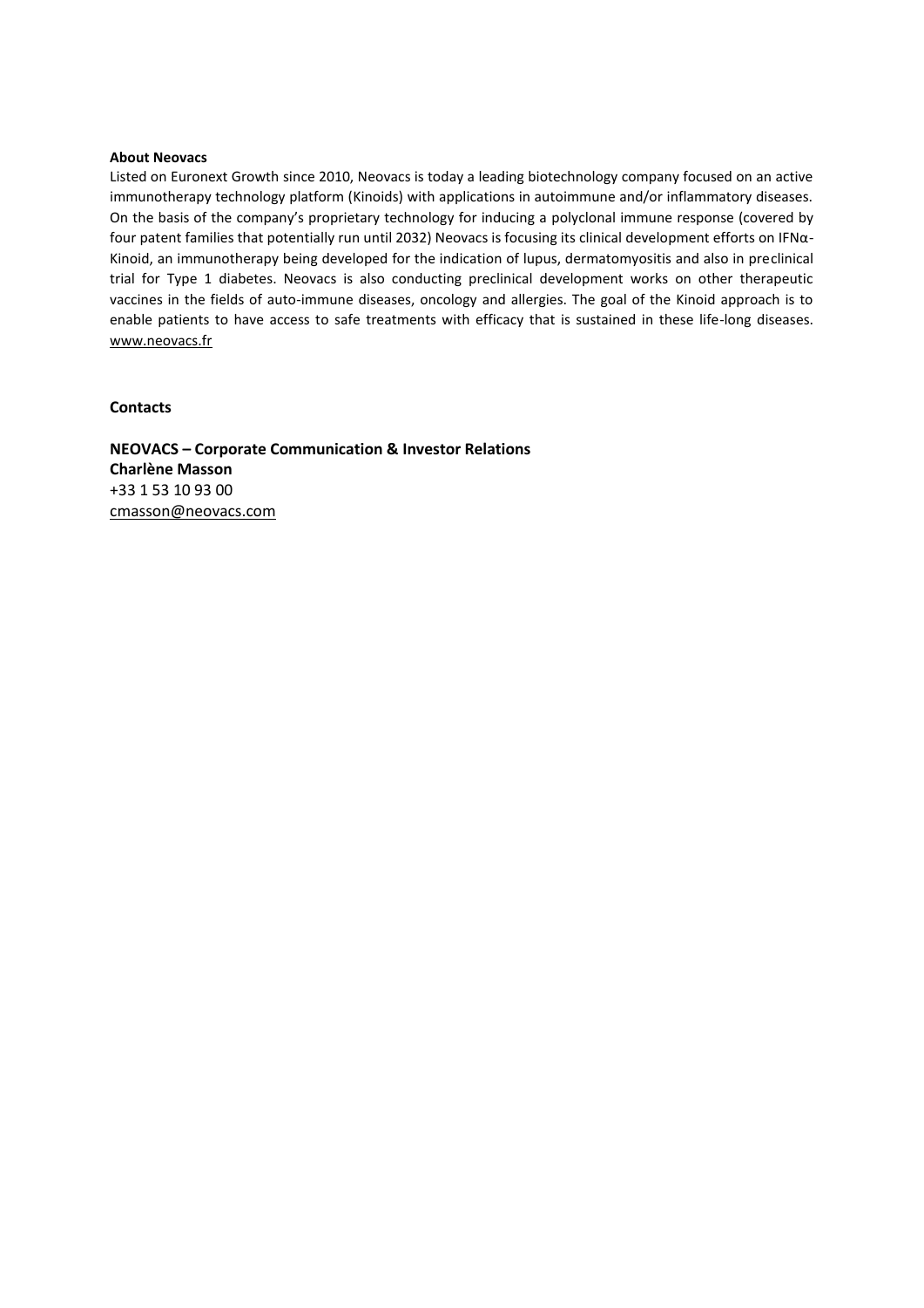**About Neovacs**

Listed on Euronext Growth since 2010, Neovacs is today a leading biotechnology company focused on an active immunotherapy technology platform (Kinoids) with applications in autoimmune and/or inflammatory diseases. On the basis of the company's proprietary technology for inducing a polyclonal immune response (covered by four patent families that potentially run until 2032) Neovacs is focusing its clinical development efforts on IFNα-Kinoid, an immunotherapy being developed for the indication of lupus, dermatomyositis and also in preclinical trial for Type 1 diabetes. Neovacs is also conducting preclinical development works on other therapeutic vaccines in the fields of auto-immune diseases, oncology and allergies. The goal of the Kinoid approach is to enable patients to have access to safe treatments with efficacy that is sustained in these life-long diseases. www.neovacs.fr

## Contacts

**NEOVACS – Corporate Communication & Investor Relations**
**Charlène Masson**
+33 1 53 10 93 00
cmasson@neovacs.com